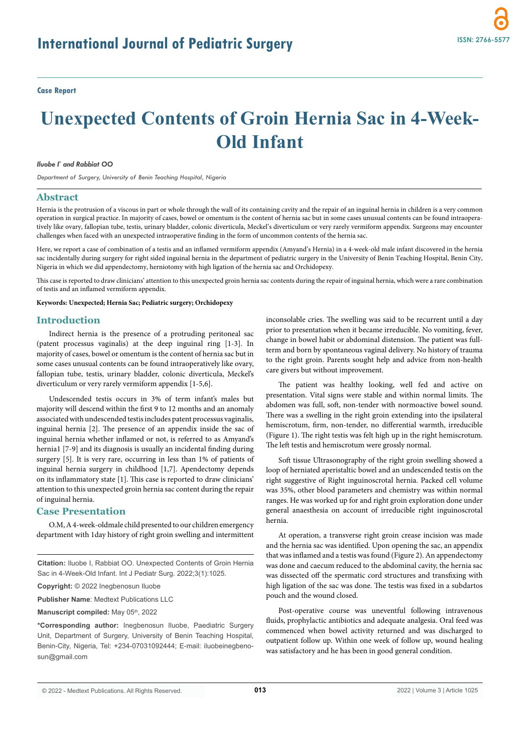## Case Report

# Unexpected Contents of Groin Hernia Sac in 4-Week-Old Infant

*Iluobe I* and Rabbiat OO*

*Department of Surgery, University of Benin Teaching Hospital, Nigeria*

## Abstract

Hernia is the protrusion of a viscous in part or whole through the wall of its containing cavity and the repair of an inguinal hernia in children is a very common operation in surgical practice. In majority of cases, bowel or omentum is the content of hernia sac but in some cases unusual contents can be found intraoperatively like ovary, fallopian tube, testis, urinary bladder, colonic diverticula, Meckel's diverticulum or very rarely vermiform appendix. Surgeons may encounter challenges when faced with an unexpected intraoperative finding in the form of uncommon contents of the hernia sac.

Here, we report a case of combination of a testis and an inflamed vermiform appendix (Amyand's Hernia) in a 4-week-old male infant discovered in the hernia sac incidentally during surgery for right sided inguinal hernia in the department of pediatric surgery in the University of Benin Teaching Hospital, Benin City, Nigeria in which we did appendectomy, herniotomy with high ligation of the hernia sac and Orchidopexy.

This case is reported to draw clinicians' attention to this unexpected groin hernia sac contents during the repair of inguinal hernia, which were a rare combination of testis and an inflamed vermiform appendix.

**Keywords: Unexpected; Hernia Sac; Pediatric surgery; Orchidopexy**

## Introduction

Indirect hernia is the presence of a protruding peritoneal sac (patent processus vaginalis) at the deep inguinal ring [1-3]. In majority of cases, bowel or omentum is the content of hernia sac but in some cases unusual contents can be found intraoperatively like ovary, fallopian tube, testis, urinary bladder, colonic diverticula, Meckel's diverticulum or very rarely vermiform appendix [1-5,6].

Undescended testis occurs in 3% of term infant's males but majority will descend within the first 9 to 12 months and an anomaly associated with undescended testis includes patent processus vaginalis, inguinal hernia [2]. The presence of an appendix inside the sac of inguinal hernia whether inflamed or not, is referred to as Amyand's hernia1 [7-9] and its diagnosis is usually an incidental finding during surgery [5]. It is very rare, occurring in less than 1% of patients of inguinal hernia surgery in childhood [1,7]. Apendectomy depends on its inflammatory state [1]. This case is reported to draw clinicians' attention to this unexpected groin hernia sac content during the repair of inguinal hernia.

## Case Presentation

O.M, A 4-week-oldmale child presented to our children emergency department with 1day history of right groin swelling and intermittent inconsolable cries. The swelling was said to be recurrent until a day prior to presentation when it became irreducible. No vomiting, fever, change in bowel habit or abdominal distension. The patient was full-term and born by spontaneous vaginal delivery. No history of trauma to the right groin. Parents sought help and advice from non-health care givers but without improvement.

The patient was healthy looking, well fed and active on presentation. Vital signs were stable and within normal limits. The abdomen was full, soft, non-tender with normoactive bowel sound. There was a swelling in the right groin extending into the ipsilateral hemiscrotum, firm, non-tender, no differential warmth, irreducible (Figure 1). The right testis was felt high up in the right hemiscrotum. The left testis and hemiscrotum were grossly normal.

Soft tissue Ultrasonography of the right groin swelling showed a loop of herniated aperistaltic bowel and an undescended testis on the right suggestive of Right inguinoscrotal hernia. Packed cell volume was 35%, other blood parameters and chemistry was within normal ranges. He was worked up for and right groin exploration done under general anaesthesia on account of irreducible right inguinoscrotal hernia.

At operation, a transverse right groin crease incision was made and the hernia sac was identified. Upon opening the sac, an appendix that was inflamed and a testis was found (Figure 2). An appendectomy was done and caecum reduced to the abdominal cavity, the hernia sac was dissected off the spermatic cord structures and transfixing with high ligation of the sac was done. The testis was fixed in a subdartos pouch and the wound closed.

Post-operative course was uneventful following intravenous fluids, prophylactic antibiotics and adequate analgesia. Oral feed was commenced when bowel activity returned and was discharged to outpatient follow up. Within one week of follow up, wound healing was satisfactory and he has been in good general condition.

**Citation:** Iluobe I, Rabbiat OO. Unexpected Contents of Groin Hernia Sac in 4-Week-Old Infant. Int J Pediatr Surg. 2022;3(1):1025.

**Copyright:** © 2022 Inegbenosun Iluobe

**Publisher Name**: Medtext Publications LLC

**Manuscript compiled:** May 05th, 2022

***Corresponding author:** Inegbenosun Iluobe, Paediatric Surgery Unit, Department of Surgery, University of Benin Teaching Hospital, Benin-City, Nigeria, Tel: +234-07031092444; E-mail: iluobeinegbenosun@gmail.com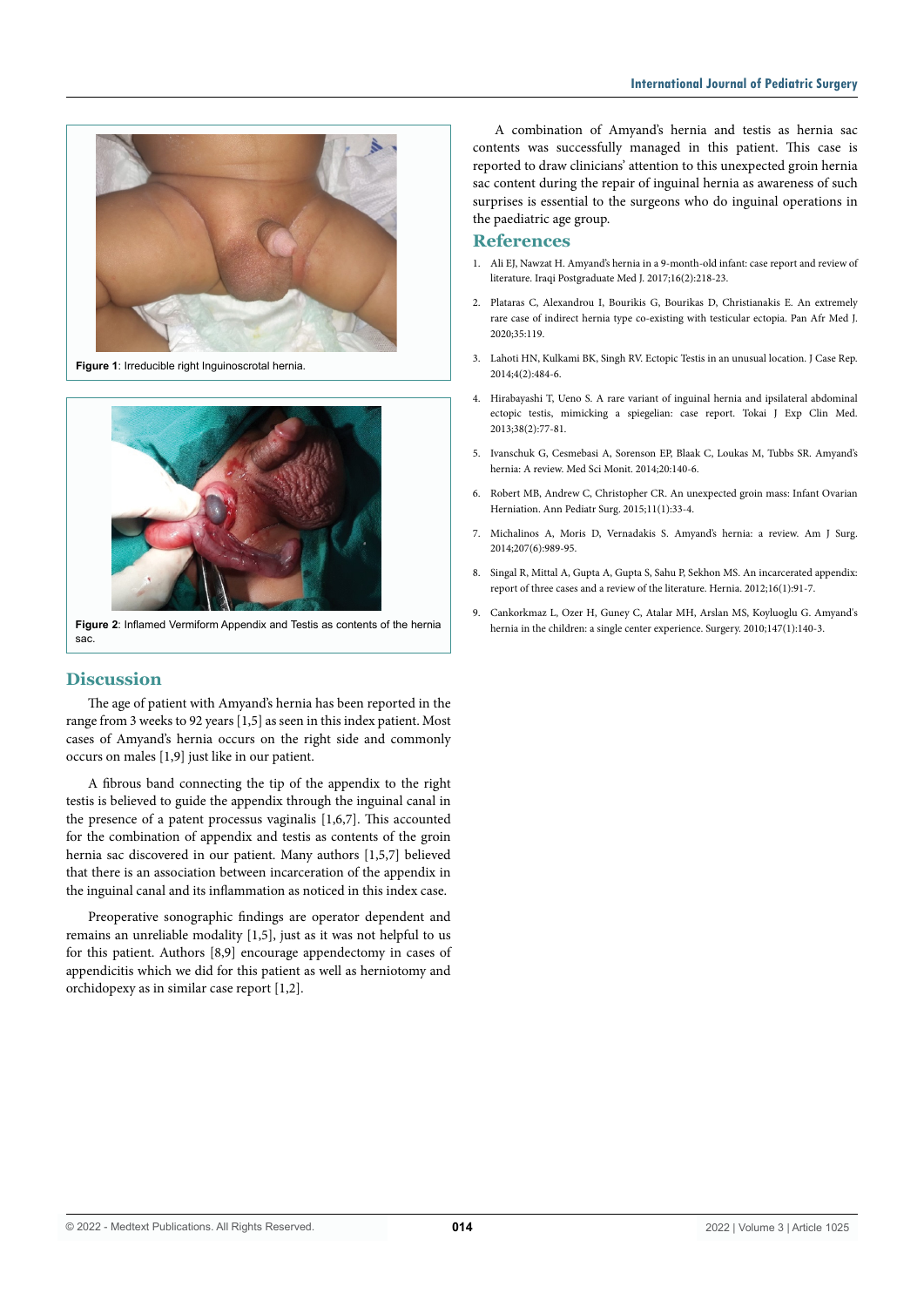Figure 1: Irreducible right Inguinoscrotal hernia.

Figure 2: Inflamed Vermiform Appendix and Testis as contents of the hernia sac.

## Discussion

The age of patient with Amyand's hernia has been reported in the range from 3 weeks to 92 years [1,5] as seen in this index patient. Most cases of Amyand's hernia occurs on the right side and commonly occurs on males [1,9] just like in our patient.

A fibrous band connecting the tip of the appendix to the right testis is believed to guide the appendix through the inguinal canal in the presence of a patent processus vaginalis [1,6,7]. This accounted for the combination of appendix and testis as contents of the groin hernia sac discovered in our patient. Many authors [1,5,7] believed that there is an association between incarceration of the appendix in the inguinal canal and its inflammation as noticed in this index case.

Preoperative sonographic findings are operator dependent and remains an unreliable modality [1,5], just as it was not helpful to us for this patient. Authors [8,9] encourage appendectomy in cases of appendicitis which we did for this patient as well as herniotomy and orchidopexy as in similar case report [1,2].

A combination of Amyand's hernia and testis as hernia sac contents was successfully managed in this patient. This case is reported to draw clinicians' attention to this unexpected groin hernia sac content during the repair of inguinal hernia as awareness of such surprises is essential to the surgeons who do inguinal operations in the paediatric age group.

## References

1. Ali EJ, Nawzat H. Amyand's hernia in a 9-month-old infant: case report and review of literature. Iraqi Postgraduate Med J. 2017;16(2):218-23.
2. Plataras C, Alexandrou I, Bourikis G, Bourikas D, Christianakis E. An extremely rare case of indirect hernia type co-existing with testicular ectopia. Pan Afr Med J. 2020;35:119.
3. Lahoti HN, Kulkami BK, Singh RV. Ectopic Testis in an unusual location. J Case Rep. 2014;4(2):484-6.
4. Hirabayashi T, Ueno S. A rare variant of inguinal hernia and ipsilateral abdominal ectopic testis, mimicking a spiegelian: case report. Tokai J Exp Clin Med. 2013;38(2):77-81.
5. Ivanschuk G, Cesmebasi A, Sorenson EP, Blaak C, Loukas M, Tubbs SR. Amyand's hernia: A review. Med Sci Monit. 2014;20:140-6.
6. Robert MB, Andrew C, Christopher CR. An unexpected groin mass: Infant Ovarian Herniation. Ann Pediatr Surg. 2015;11(1):33-4.
7. Michalinos A, Moris D, Vernadakis S. Amyand's hernia: a review. Am J Surg. 2014;207(6):989-95.
8. Singal R, Mittal A, Gupta A, Gupta S, Sahu P, Sekhon MS. An incarcerated appendix: report of three cases and a review of the literature. Hernia. 2012;16(1):91-7.
9. Cankorkmaz L, Ozer H, Guney C, Atalar MH, Arslan MS, Koyluoglu G. Amyand's hernia in the children: a single center experience. Surgery. 2010;147(1):140-3.